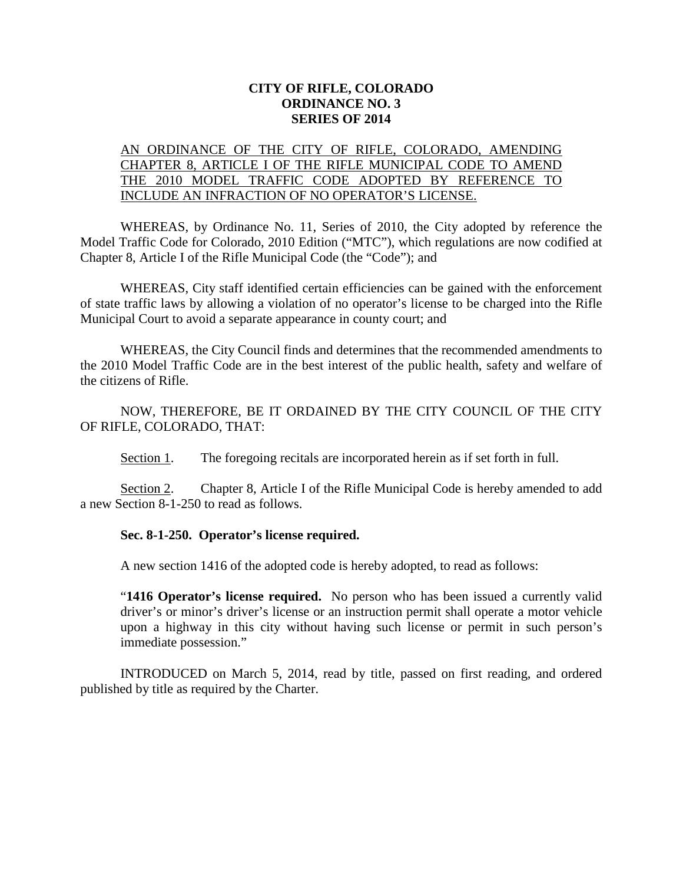**CITY OF RIFLE, COLORADO**
**ORDINANCE NO. 3**
**SERIES OF 2014**

AN ORDINANCE OF THE CITY OF RIFLE, COLORADO, AMENDING CHAPTER 8, ARTICLE I OF THE RIFLE MUNICIPAL CODE TO AMEND THE 2010 MODEL TRAFFIC CODE ADOPTED BY REFERENCE TO INCLUDE AN INFRACTION OF NO OPERATOR'S LICENSE.

WHEREAS, by Ordinance No. 11, Series of 2010, the City adopted by reference the Model Traffic Code for Colorado, 2010 Edition ("MTC"), which regulations are now codified at Chapter 8, Article I of the Rifle Municipal Code (the "Code"); and

WHEREAS, City staff identified certain efficiencies can be gained with the enforcement of state traffic laws by allowing a violation of no operator's license to be charged into the Rifle Municipal Court to avoid a separate appearance in county court; and

WHEREAS, the City Council finds and determines that the recommended amendments to the 2010 Model Traffic Code are in the best interest of the public health, safety and welfare of the citizens of Rifle.

NOW, THEREFORE, BE IT ORDAINED BY THE CITY COUNCIL OF THE CITY OF RIFLE, COLORADO, THAT:

Section 1. The foregoing recitals are incorporated herein as if set forth in full.

Section 2. Chapter 8, Article I of the Rifle Municipal Code is hereby amended to add a new Section 8-1-250 to read as follows.

**Sec. 8-1-250. Operator's license required.**

A new section 1416 of the adopted code is hereby adopted, to read as follows:

"**1416 Operator's license required.** No person who has been issued a currently valid driver's or minor's driver's license or an instruction permit shall operate a motor vehicle upon a highway in this city without having such license or permit in such person's immediate possession."

INTRODUCED on March 5, 2014, read by title, passed on first reading, and ordered published by title as required by the Charter.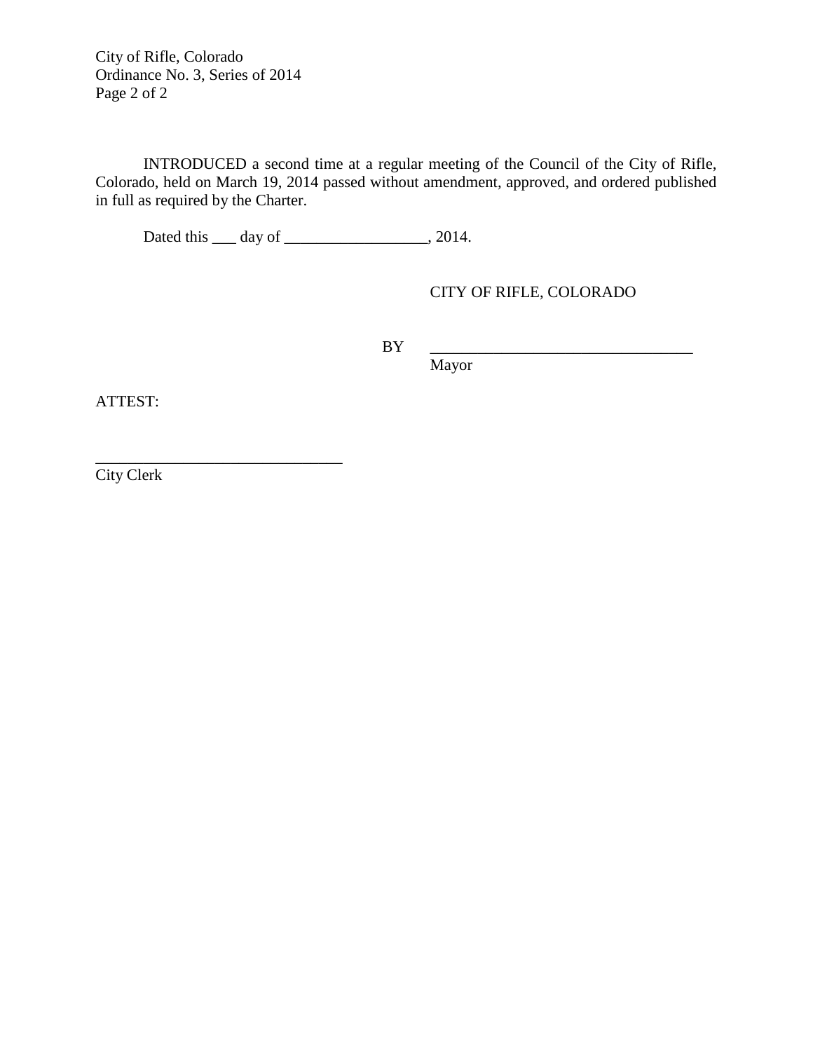INTRODUCED a second time at a regular meeting of the Council of the City of Rifle, Colorado, held on March 19, 2014 passed without amendment, approved, and ordered published in full as required by the Charter.

Dated this ___ day of __________________, 2014.

CITY OF RIFLE, COLORADO

BY _________________________________
Mayor

ATTEST:

_______________________________
City Clerk